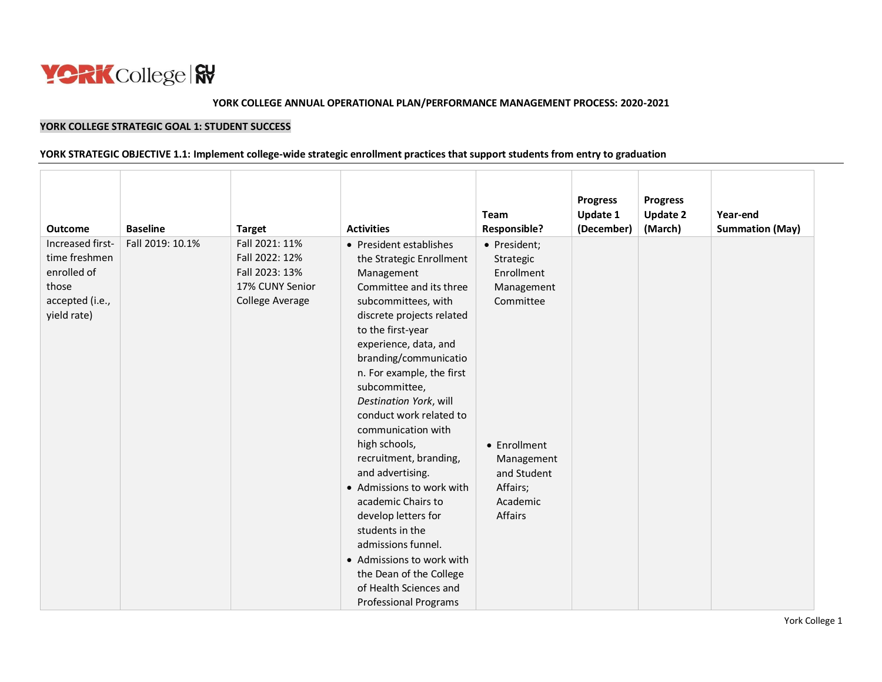**YORK COLLEGE ANNUAL OPERATIONAL PLAN/PERFORMANCE MANAGEMENT PROCESS: 2020-2021**

**YORK COLLEGE STRATEGIC GOAL 1: STUDENT SUCCESS**

**YORK STRATEGIC OBJECTIVE 1.1: Implement college-wide strategic enrollment practices that support students from entry to graduation**

| Outcome | Baseline | Target | Activities | Team Responsible? | Progress Update 1 (December) | Progress Update 2 (March) | Year-end Summation (May) |
|---|---|---|---|---|---|---|---|
| Increased first-time freshmen enrolled of those accepted (i.e., yield rate) | Fall 2019: 10.1% | Fall 2021: 11%<br>Fall 2022: 12%<br>Fall 2023: 13%<br>17% CUNY Senior College Average | • President establishes the Strategic Enrollment Management Committee and its three subcommittees, with discrete projects related to the first-year experience, data, and branding/communication. For example, the first subcommittee, *Destination York*, will conduct work related to communication with high schools, recruitment, branding, and advertising.<br>• Admissions to work with academic Chairs to develop letters for students in the admissions funnel.<br>• Admissions to work with the Dean of the College of Health Sciences and Professional Programs | • President; Strategic Enrollment Management Committee<br>• Enrollment Management and Student Affairs; Academic Affairs | | | |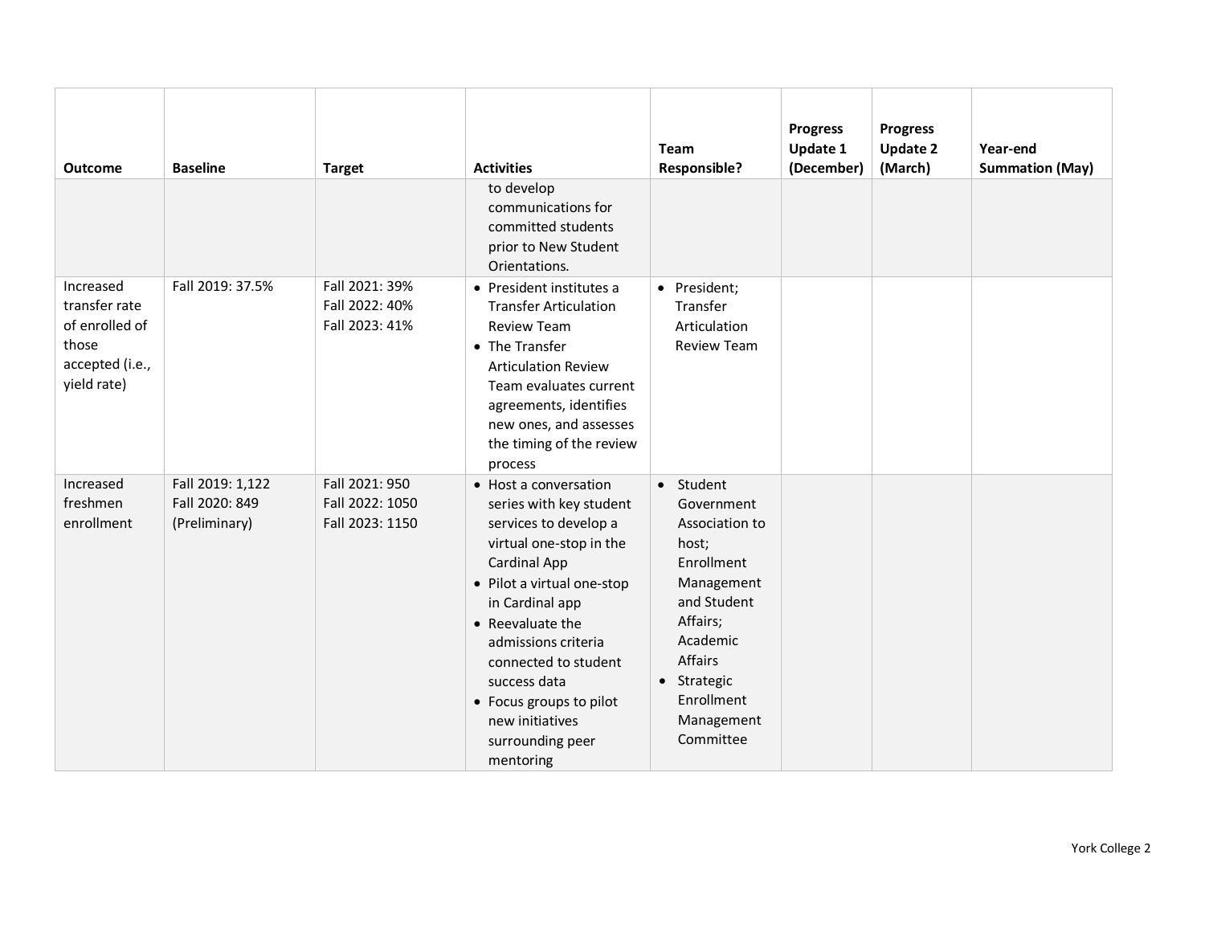| Outcome | Baseline | Target | Activities | Team Responsible? | Progress Update 1 (December) | Progress Update 2 (March) | Year-end Summation (May) |
|---|---|---|---|---|---|---|---|
| | | | to develop communications for committed students prior to New Student Orientations. | | | | |
| Increased transfer rate of enrolled of those accepted (i.e., yield rate) | Fall 2019: 37.5% | Fall 2021: 39%<br>Fall 2022: 40%<br>Fall 2023: 41% | • President institutes a Transfer Articulation Review Team<br>• The Transfer Articulation Review Team evaluates current agreements, identifies new ones, and assesses the timing of the review process | • President; Transfer Articulation Review Team | | | |
| Increased freshmen enrollment | Fall 2019: 1,122<br>Fall 2020: 849 (Preliminary) | Fall 2021: 950<br>Fall 2022: 1050<br>Fall 2023: 1150 | • Host a conversation series with key student services to develop a virtual one-stop in the Cardinal App<br>• Pilot a virtual one-stop in Cardinal app<br>• Reevaluate the admissions criteria connected to student success data<br>• Focus groups to pilot new initiatives surrounding peer mentoring | • Student Government Association to host; Enrollment Management and Student Affairs; Academic Affairs<br>• Strategic Enrollment Management Committee | | | |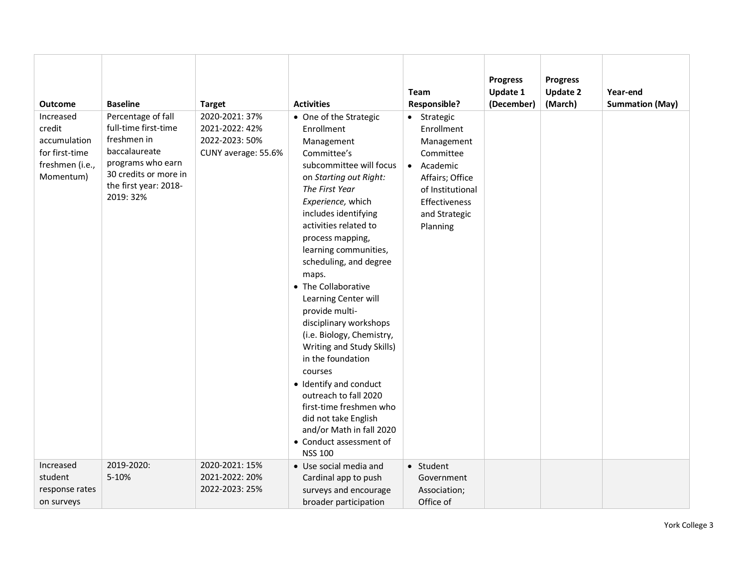| Outcome | Baseline | Target | Activities | Team Responsible? | Progress Update 1 (December) | Progress Update 2 (March) | Year-end Summation (May) |
|---|---|---|---|---|---|---|---|
| Increased credit accumulation for first-time freshmen (i.e., Momentum) | Percentage of fall full-time first-time freshmen in baccalaureate programs who earn 30 credits or more in the first year: 2018-2019: 32% | 2020-2021: 37%<br>2021-2022: 42%<br>2022-2023: 50%<br>CUNY average: 55.6% | • One of the Strategic Enrollment Management Committee's subcommittee will focus on *Starting out Right: The First Year Experience,* which includes identifying activities related to process mapping, learning communities, scheduling, and degree maps.<br>• The Collaborative Learning Center will provide multi-disciplinary workshops (i.e. Biology, Chemistry, Writing and Study Skills) in the foundation courses<br>• Identify and conduct outreach to fall 2020 first-time freshmen who did not take English and/or Math in fall 2020<br>• Conduct assessment of NSS 100 | • Strategic Enrollment Management Committee<br>• Academic Affairs; Office of Institutional Effectiveness and Strategic Planning | | | |
| Increased student response rates on surveys | 2019-2020:<br>5-10% | 2020-2021: 15%<br>2021-2022: 20%<br>2022-2023: 25% | • Use social media and Cardinal app to push surveys and encourage broader participation | • Student Government Association; Office of | | | |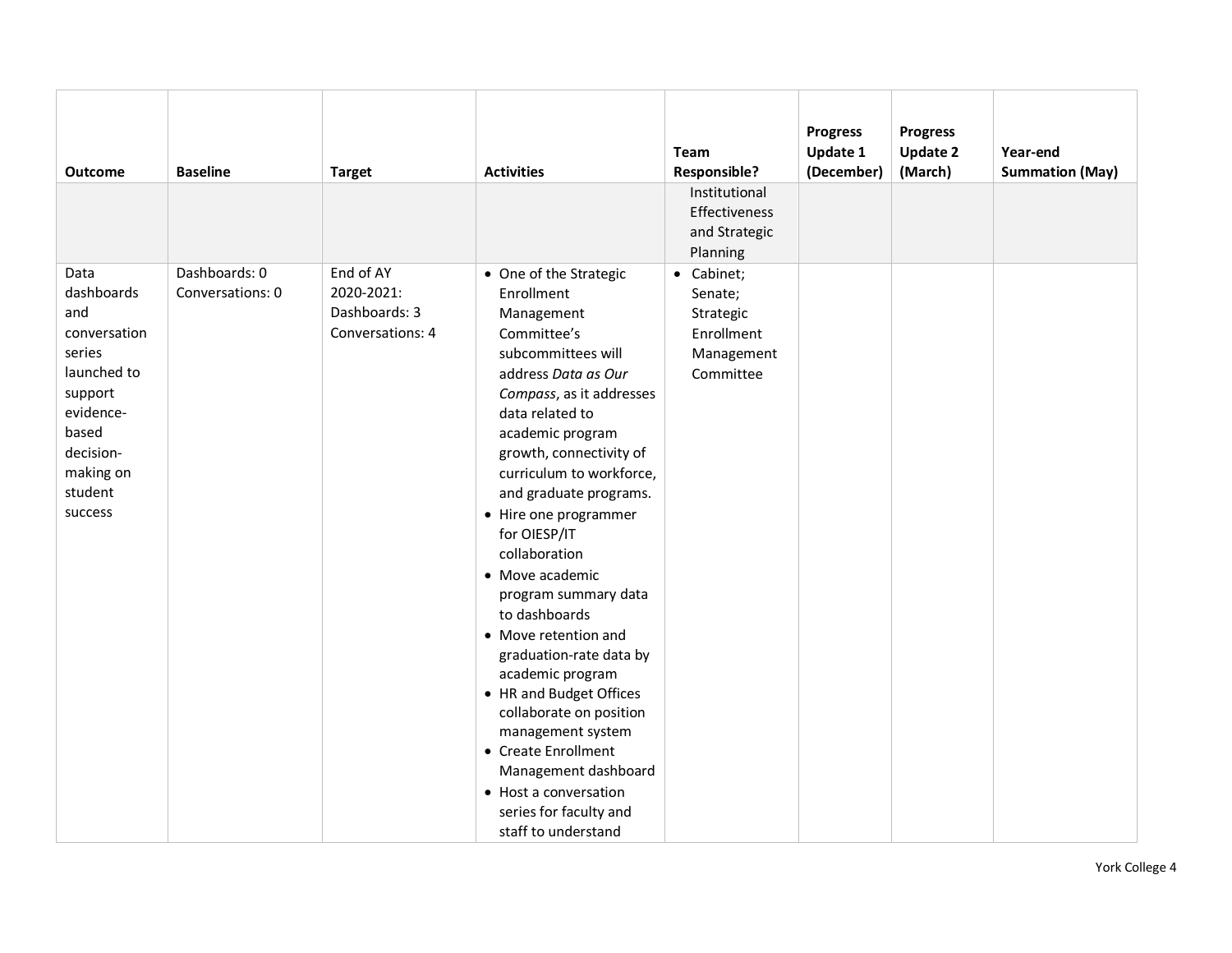| Outcome | Baseline | Target | Activities | Team Responsible? | Progress Update 1 (December) | Progress Update 2 (March) | Year-end Summation (May) |
|---|---|---|---|---|---|---|---|
| | | | | Institutional Effectiveness and Strategic Planning | | | |
| Data dashboards and conversation series launched to support evidence-based decision-making on student success | Dashboards: 0<br>Conversations: 0 | End of AY 2020-2021:<br>Dashboards: 3<br>Conversations: 4 | • One of the Strategic Enrollment Management Committee's subcommittees will address *Data as Our Compass*, as it addresses data related to academic program growth, connectivity of curriculum to workforce, and graduate programs.<br>• Hire one programmer for OIESP/IT collaboration<br>• Move academic program summary data to dashboards<br>• Move retention and graduation-rate data by academic program<br>• HR and Budget Offices collaborate on position management system<br>• Create Enrollment Management dashboard<br>• Host a conversation series for faculty and staff to understand | • Cabinet; Senate; Strategic Enrollment Management Committee | | | |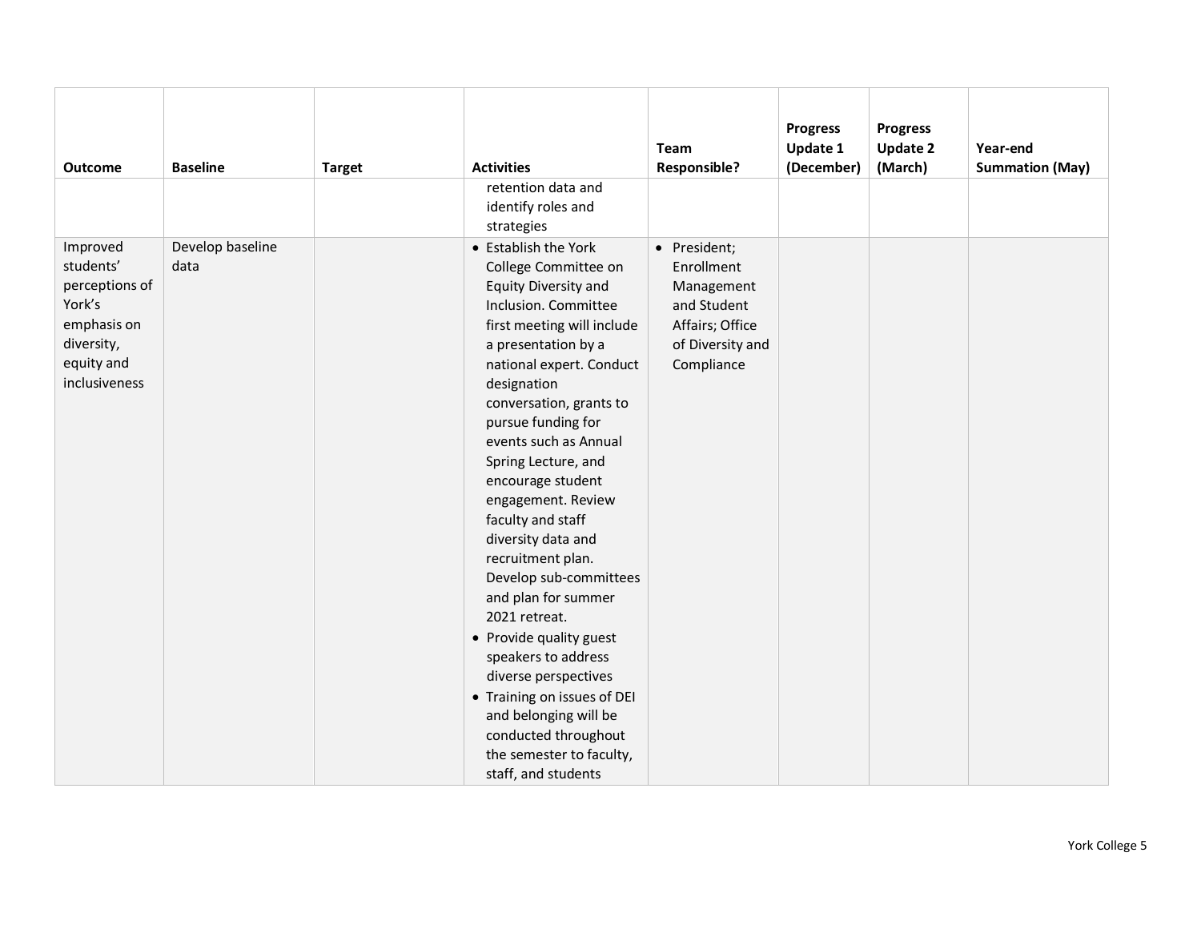| Outcome | Baseline | Target | Activities | Team Responsible? | Progress Update 1 (December) | Progress Update 2 (March) | Year-end Summation (May) |
|---|---|---|---|---|---|---|---|
| | | | retention data and identify roles and strategies | | | | |
| Improved students' perceptions of York's emphasis on diversity, equity and inclusiveness | Develop baseline data | | • Establish the York College Committee on Equity Diversity and Inclusion. Committee first meeting will include a presentation by a national expert. Conduct designation conversation, grants to pursue funding for events such as Annual Spring Lecture, and encourage student engagement. Review faculty and staff diversity data and recruitment plan. Develop sub-committees and plan for summer 2021 retreat.<br>• Provide quality guest speakers to address diverse perspectives<br>• Training on issues of DEI and belonging will be conducted throughout the semester to faculty, staff, and students | • President; Enrollment Management and Student Affairs; Office of Diversity and Compliance | | | |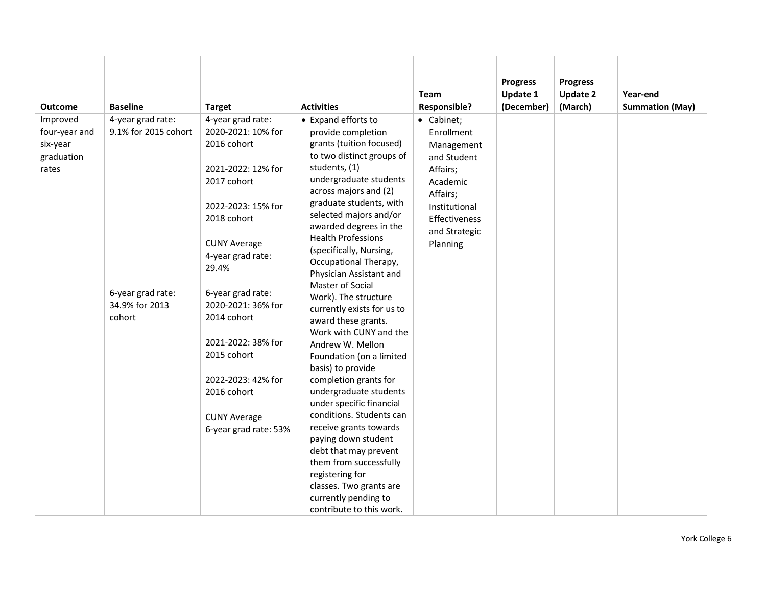| Outcome | Baseline | Target | Activities | Team Responsible? | Progress Update 1 (December) | Progress Update 2 (March) | Year-end Summation (May) |
|---|---|---|---|---|---|---|---|
| Improved four-year and six-year graduation rates | 4-year grad rate: 9.1% for 2015 cohort<br><br>6-year grad rate: 34.9% for 2013 cohort | 4-year grad rate: 2020-2021: 10% for 2016 cohort<br><br>2021-2022: 12% for 2017 cohort<br><br>2022-2023: 15% for 2018 cohort<br><br>CUNY Average 4-year grad rate: 29.4%<br><br>6-year grad rate: 2020-2021: 36% for 2014 cohort<br><br>2021-2022: 38% for 2015 cohort<br><br>2022-2023: 42% for 2016 cohort<br><br>CUNY Average 6-year grad rate: 53% | • Expand efforts to provide completion grants (tuition focused) to two distinct groups of students, (1) undergraduate students across majors and (2) graduate students, with selected majors and/or awarded degrees in the Health Professions (specifically, Nursing, Occupational Therapy, Physician Assistant and Master of Social Work). The structure currently exists for us to award these grants. Work with CUNY and the Andrew W. Mellon Foundation (on a limited basis) to provide completion grants for undergraduate students under specific financial conditions. Students can receive grants towards paying down student debt that may prevent them from successfully registering for classes. Two grants are currently pending to contribute to this work. | • Cabinet; Enrollment Management and Student Affairs; Academic Affairs; Institutional Effectiveness and Strategic Planning | | | |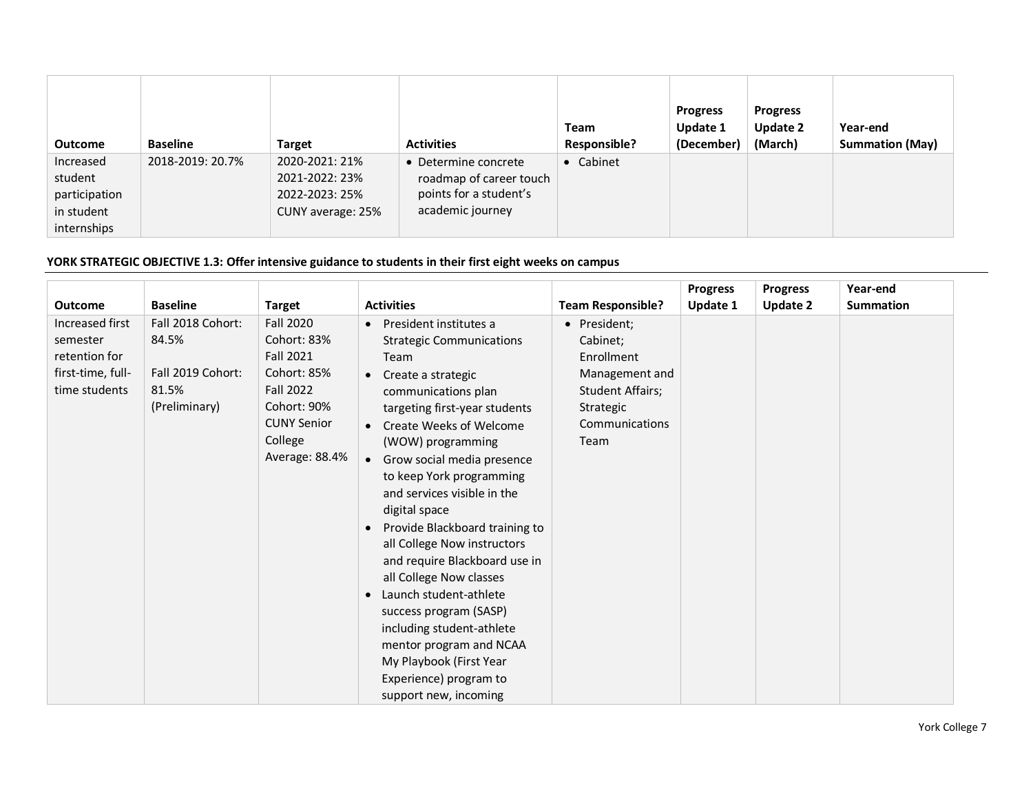| Outcome | Baseline | Target | Activities | Team Responsible? | Progress Update 1 (December) | Progress Update 2 (March) | Year-end Summation (May) |
|---|---|---|---|---|---|---|---|
| Increased student participation in student internships | 2018-2019: 20.7% | 2020-2021: 21%<br>2021-2022: 23%<br>2022-2023: 25%<br>CUNY average: 25% | • Determine concrete roadmap of career touch points for a student's academic journey | • Cabinet | | | |

**YORK STRATEGIC OBJECTIVE 1.3: Offer intensive guidance to students in their first eight weeks on campus**

| Outcome | Baseline | Target | Activities | Team Responsible? | Progress Update 1 | Progress Update 2 | Year-end Summation |
|---|---|---|---|---|---|---|---|
| Increased first semester retention for first-time, full-time students | Fall 2018 Cohort: 84.5%<br><br>Fall 2019 Cohort: 81.5% (Preliminary) | Fall 2020 Cohort: 83%<br>Fall 2021 Cohort: 85%<br>Fall 2022 Cohort: 90%<br>CUNY Senior College Average: 88.4% | • President institutes a Strategic Communications Team<br>• Create a strategic communications plan targeting first-year students<br>• Create Weeks of Welcome (WOW) programming<br>• Grow social media presence to keep York programming and services visible in the digital space<br>• Provide Blackboard training to all College Now instructors and require Blackboard use in all College Now classes<br>• Launch student-athlete success program (SASP) including student-athlete mentor program and NCAA My Playbook (First Year Experience) program to support new, incoming | • President; Cabinet; Enrollment Management and Student Affairs; Strategic Communications Team | | | |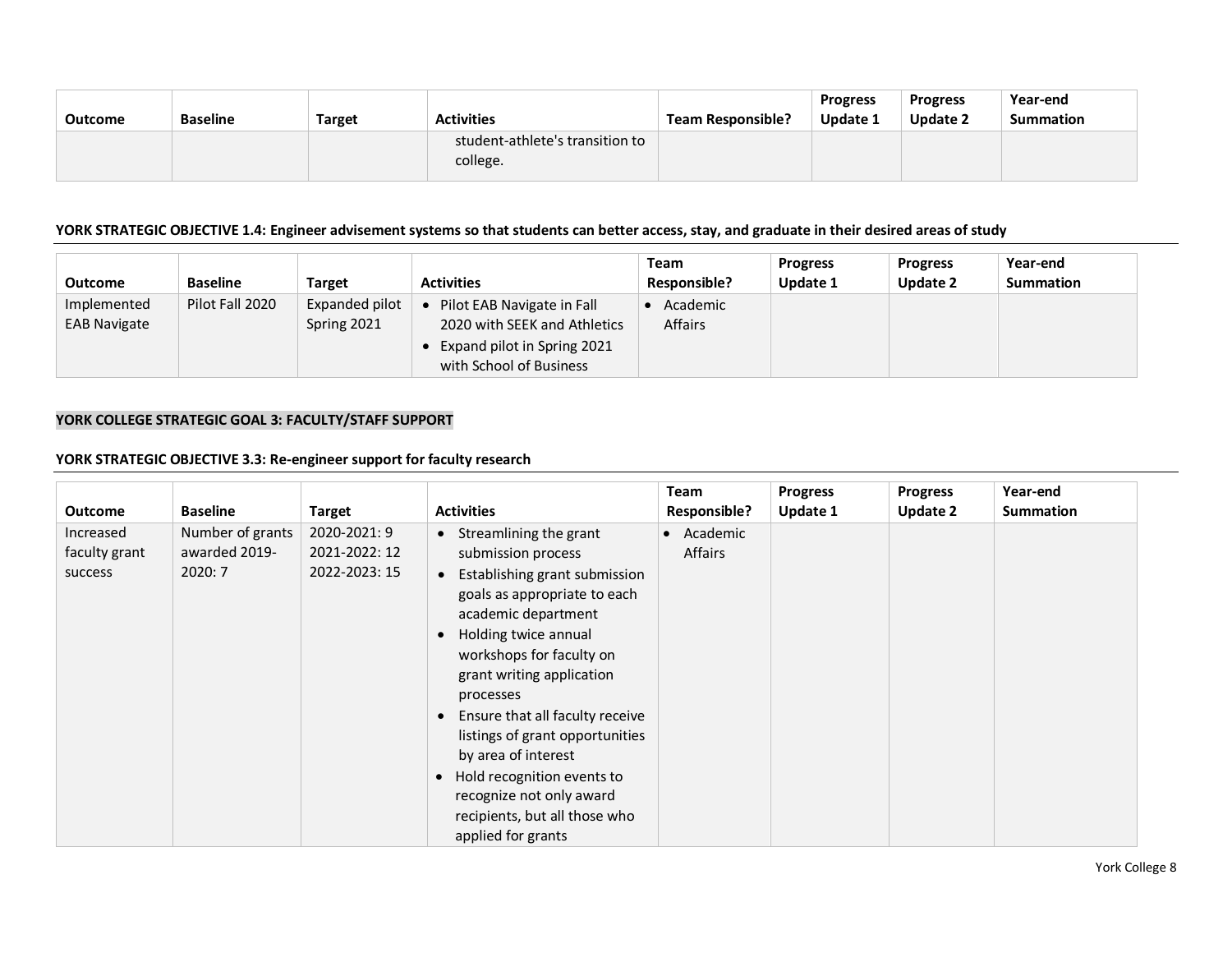| Outcome | Baseline | Target | Activities | Team Responsible? | Progress Update 1 | Progress Update 2 | Year-end Summation |
|---|---|---|---|---|---|---|---|
| | | | student-athlete's transition to college. | | | | |

**YORK STRATEGIC OBJECTIVE 1.4: Engineer advisement systems so that students can better access, stay, and graduate in their desired areas of study**

| Outcome | Baseline | Target | Activities | Team Responsible? | Progress Update 1 | Progress Update 2 | Year-end Summation |
|---|---|---|---|---|---|---|---|
| Implemented EAB Navigate | Pilot Fall 2020 | Expanded pilot Spring 2021 | • Pilot EAB Navigate in Fall 2020 with SEEK and Athletics<br>• Expand pilot in Spring 2021 with School of Business | • Academic Affairs | | | |

**YORK COLLEGE STRATEGIC GOAL 3: FACULTY/STAFF SUPPORT**

**YORK STRATEGIC OBJECTIVE 3.3: Re-engineer support for faculty research**

| Outcome | Baseline | Target | Activities | Team Responsible? | Progress Update 1 | Progress Update 2 | Year-end Summation |
|---|---|---|---|---|---|---|---|
| Increased faculty grant success | Number of grants awarded 2019-2020: 7 | 2020-2021: 9<br>2021-2022: 12<br>2022-2023: 15 | • Streamlining the grant submission process<br>• Establishing grant submission goals as appropriate to each academic department<br>• Holding twice annual workshops for faculty on grant writing application processes<br>• Ensure that all faculty receive listings of grant opportunities by area of interest<br>• Hold recognition events to recognize not only award recipients, but all those who applied for grants | • Academic Affairs | | | |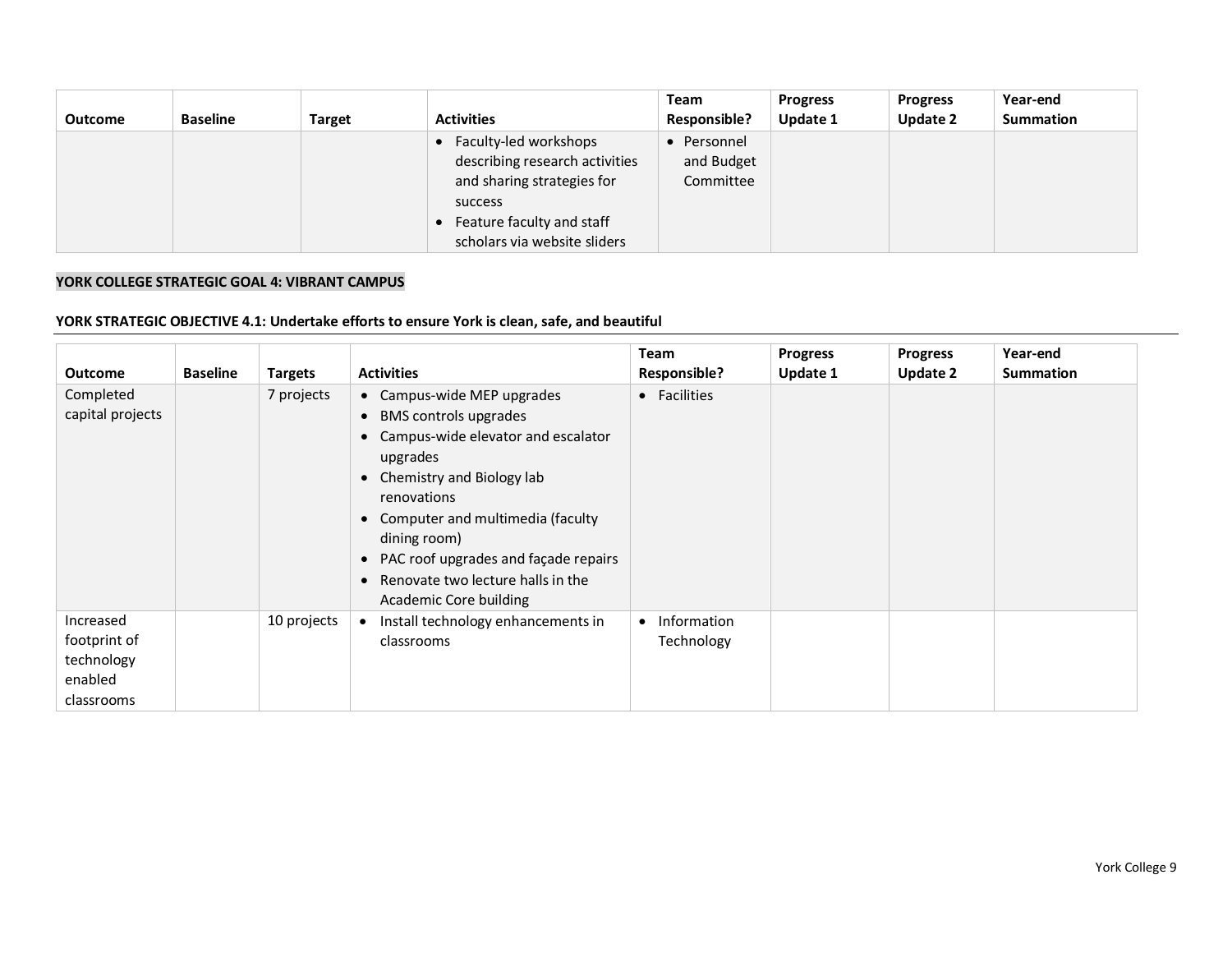| Outcome | Baseline | Target | Activities | Team Responsible? | Progress Update 1 | Progress Update 2 | Year-end Summation |
|---|---|---|---|---|---|---|---|
| | | | • Faculty-led workshops describing research activities and sharing strategies for success<br>• Feature faculty and staff scholars via website sliders | • Personnel and Budget Committee | | | |

**YORK COLLEGE STRATEGIC GOAL 4: VIBRANT CAMPUS**

**YORK STRATEGIC OBJECTIVE 4.1: Undertake efforts to ensure York is clean, safe, and beautiful**

| Outcome | Baseline | Targets | Activities | Team Responsible? | Progress Update 1 | Progress Update 2 | Year-end Summation |
|---|---|---|---|---|---|---|---|
| Completed capital projects | | 7 projects | • Campus-wide MEP upgrades<br>• BMS controls upgrades<br>• Campus-wide elevator and escalator upgrades<br>• Chemistry and Biology lab renovations<br>• Computer and multimedia (faculty dining room)<br>• PAC roof upgrades and façade repairs<br>• Renovate two lecture halls in the Academic Core building | • Facilities | | | |
| Increased footprint of technology enabled classrooms | | 10 projects | • Install technology enhancements in classrooms | • Information Technology | | | |